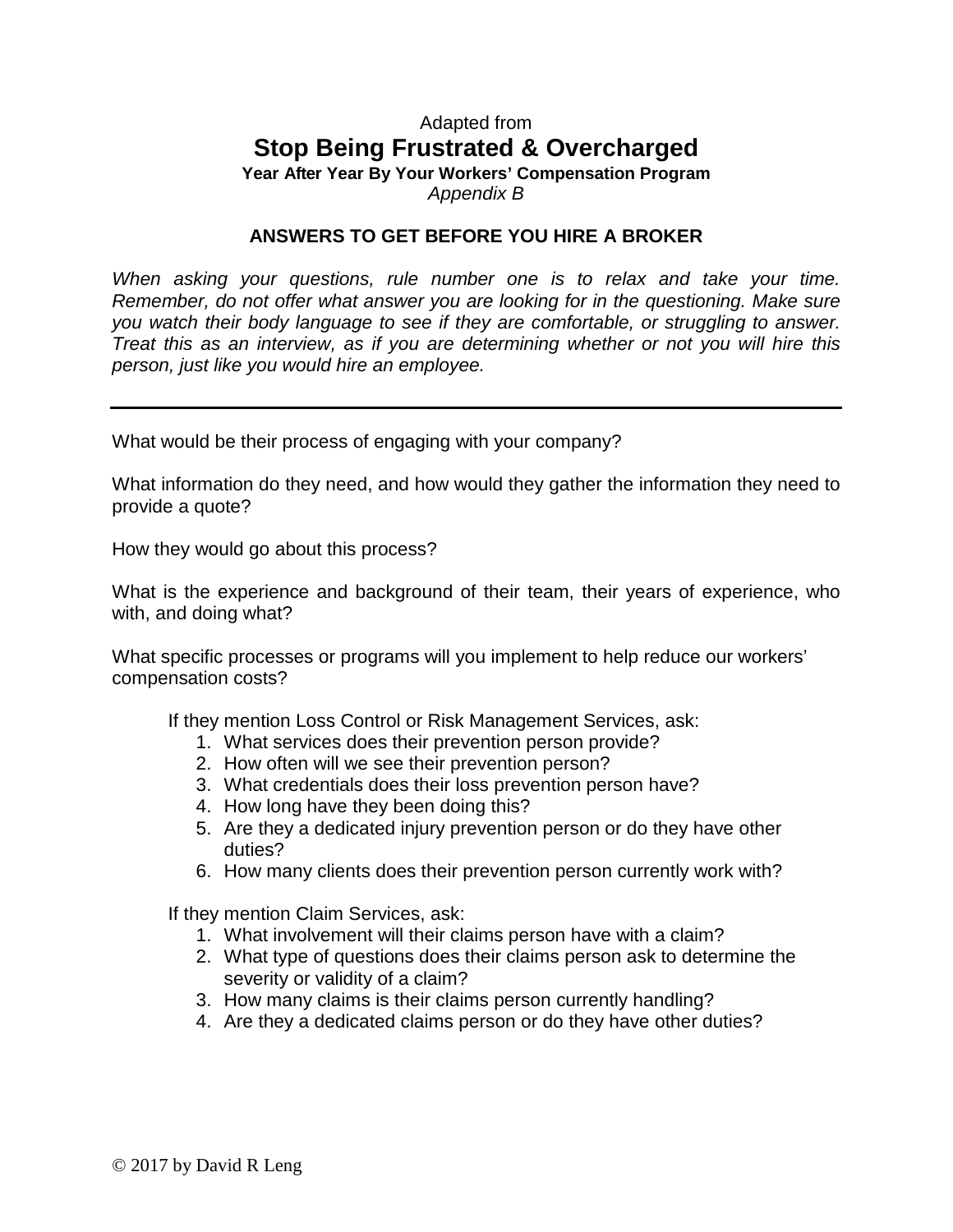Adapted from

# Stop Being Frustrated & Overcharged

**Year After Year By Your Workers' Compensation Program**

*Appendix B*

## ANSWERS TO GET BEFORE YOU HIRE A BROKER

*When asking your questions, rule number one is to relax and take your time. Remember, do not offer what answer you are looking for in the questioning. Make sure you watch their body language to see if they are comfortable, or struggling to answer. Treat this as an interview, as if you are determining whether or not you will hire this person, just like you would hire an employee.*

---

What would be their process of engaging with your company?

What information do they need, and how would they gather the information they need to provide a quote?

How they would go about this process?

What is the experience and background of their team, their years of experience, who with, and doing what?

What specific processes or programs will you implement to help reduce our workers' compensation costs?

If they mention Loss Control or Risk Management Services, ask:

1. What services does their prevention person provide?
2. How often will we see their prevention person?
3. What credentials does their loss prevention person have?
4. How long have they been doing this?
5. Are they a dedicated injury prevention person or do they have other duties?
6. How many clients does their prevention person currently work with?

If they mention Claim Services, ask:

1. What involvement will their claims person have with a claim?
2. What type of questions does their claims person ask to determine the severity or validity of a claim?
3. How many claims is their claims person currently handling?
4. Are they a dedicated claims person or do they have other duties?

© 2017 by David R Leng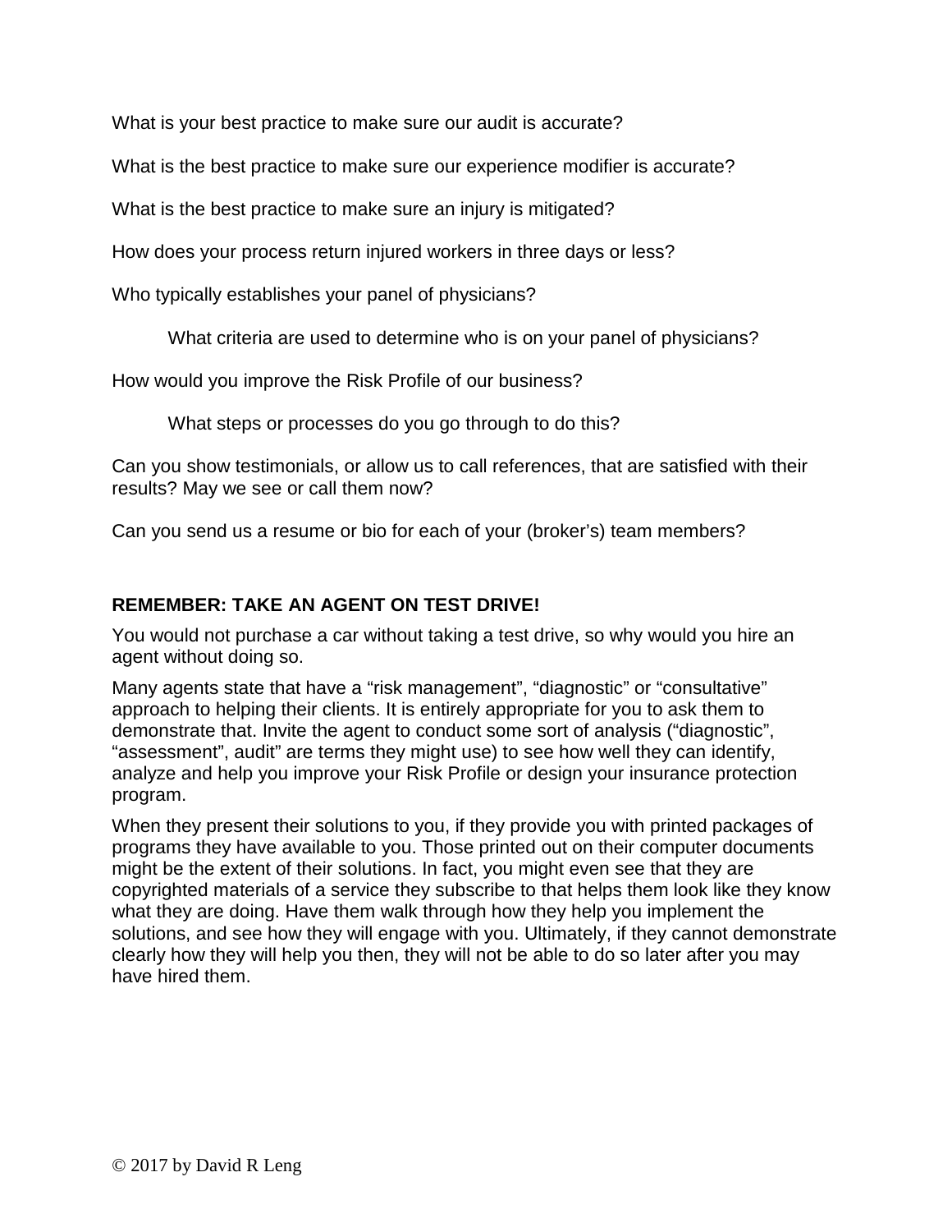What is your best practice to make sure our audit is accurate?

What is the best practice to make sure our experience modifier is accurate?

What is the best practice to make sure an injury is mitigated?

How does your process return injured workers in three days or less?

Who typically establishes your panel of physicians?

> What criteria are used to determine who is on your panel of physicians?

How would you improve the Risk Profile of our business?

> What steps or processes do you go through to do this?

Can you show testimonials, or allow us to call references, that are satisfied with their results? May we see or call them now?

Can you send us a resume or bio for each of your (broker's) team members?

**REMEMBER: TAKE AN AGENT ON TEST DRIVE!**

You would not purchase a car without taking a test drive, so why would you hire an agent without doing so.

Many agents state that have a "risk management", "diagnostic" or "consultative" approach to helping their clients. It is entirely appropriate for you to ask them to demonstrate that. Invite the agent to conduct some sort of analysis ("diagnostic", "assessment", audit" are terms they might use) to see how well they can identify, analyze and help you improve your Risk Profile or design your insurance protection program.

When they present their solutions to you, if they provide you with printed packages of programs they have available to you. Those printed out on their computer documents might be the extent of their solutions. In fact, you might even see that they are copyrighted materials of a service they subscribe to that helps them look like they know what they are doing. Have them walk through how they help you implement the solutions, and see how they will engage with you. Ultimately, if they cannot demonstrate clearly how they will help you then, they will not be able to do so later after you may have hired them.

© 2017 by David R Leng